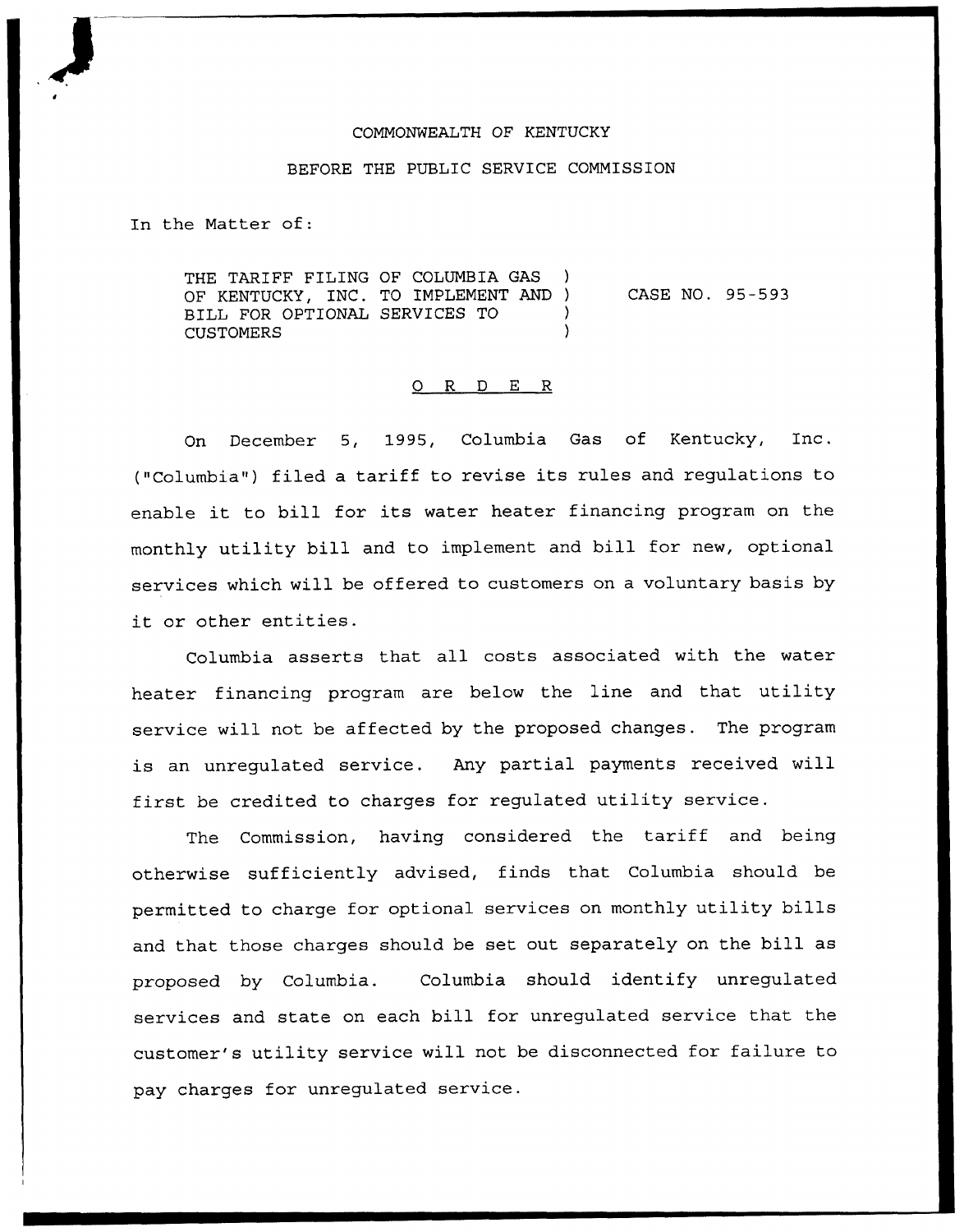COMMONWEALTH OF KENTUCKY

BEFORE THE PUBLIC SERVICE COMMISSION

In the Matter of:

THE TARIFF FILING OF COLUMBIA GAS OF KENTUCKY, INC. TO IMPLEMENT AND BILL FOR OPTIONAL SERVICES TO CUSTOMERS ) CASE NO. 95-593

O R D E R

On December 5, 1995, Columbia Gas of Kentucky, Inc. ("Columbia") filed a tariff to revise its rules and regulations to enable it to bill for its water heater financing program on the monthly utility bill and to implement and bill for new, optional services which will be offered to customers on a voluntary basis by it or other entities.

Columbia asserts that all costs associated with the water heater financing program are below the line and that utility service will not be affected by the proposed changes. The program is an unregulated service. Any partial payments received will first be credited to charges for regulated utility service.

The Commission, having considered the tariff and being otherwise sufficiently advised, finds that Columbia should be permitted to charge for optional services on monthly utility bills and that those charges should be set out separately on the bill as proposed by Columbia. Columbia should identify unregulated services and state on each bill for unregulated service that the customer's utility service will not be disconnected for failure to pay charges for unregulated service.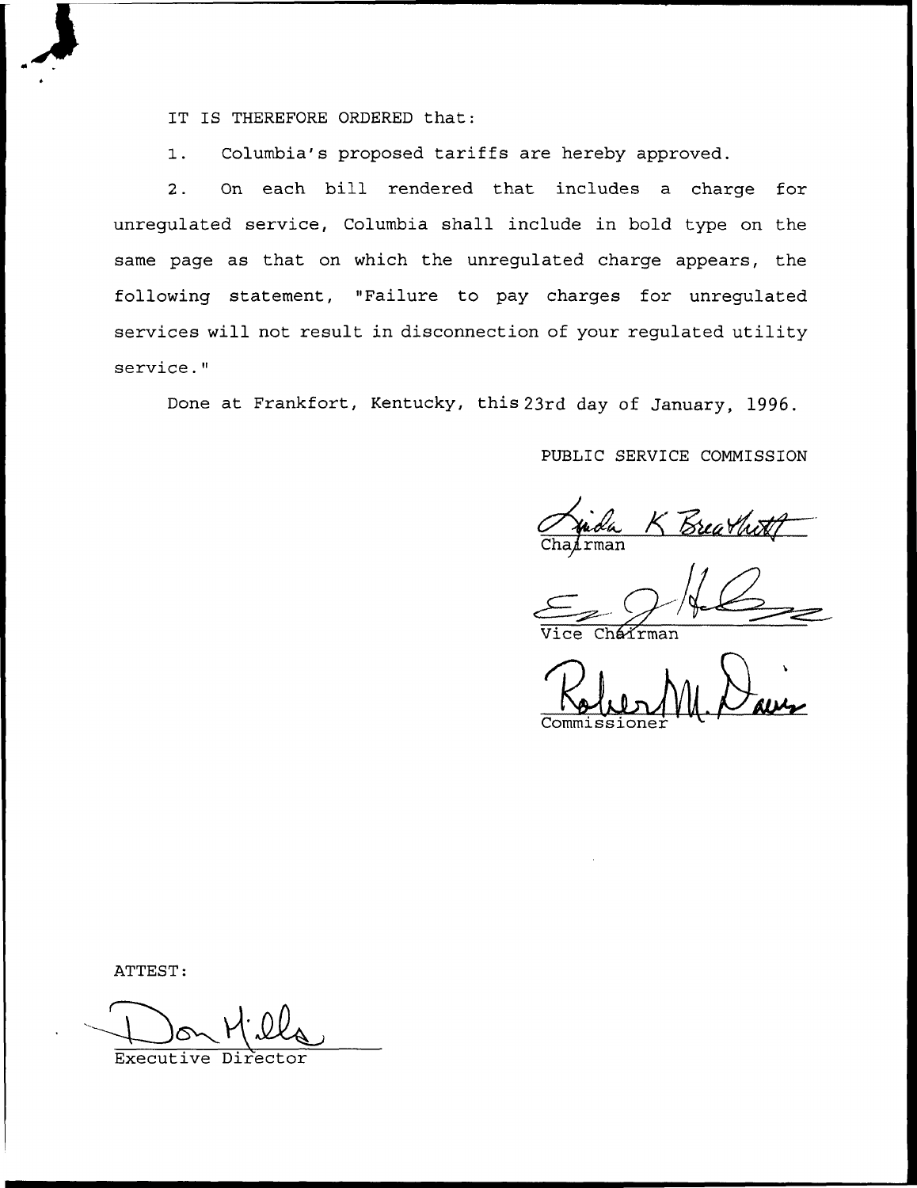IT IS THEREFORE ORDERED that:

1. Columbia's proposed tariffs are hereby approved.

2. On each bill rendered that includes a charge for unregulated service, Columbia shall include in bold type on the same page as that on which the unregulated charge appears, the following statement, "Failure to pay charges for unregulated services will not result in disconnection of your regulated utility service."

Done at Frankfort, Kentucky, this 23rd day of January, 1996.

PUBLIC SERVICE COMMISSION

Linda K Breathitt
Chairman

Vice Chairman

Robert M. Davis
Commissioner

ATTEST:

Don Mills
Executive Director